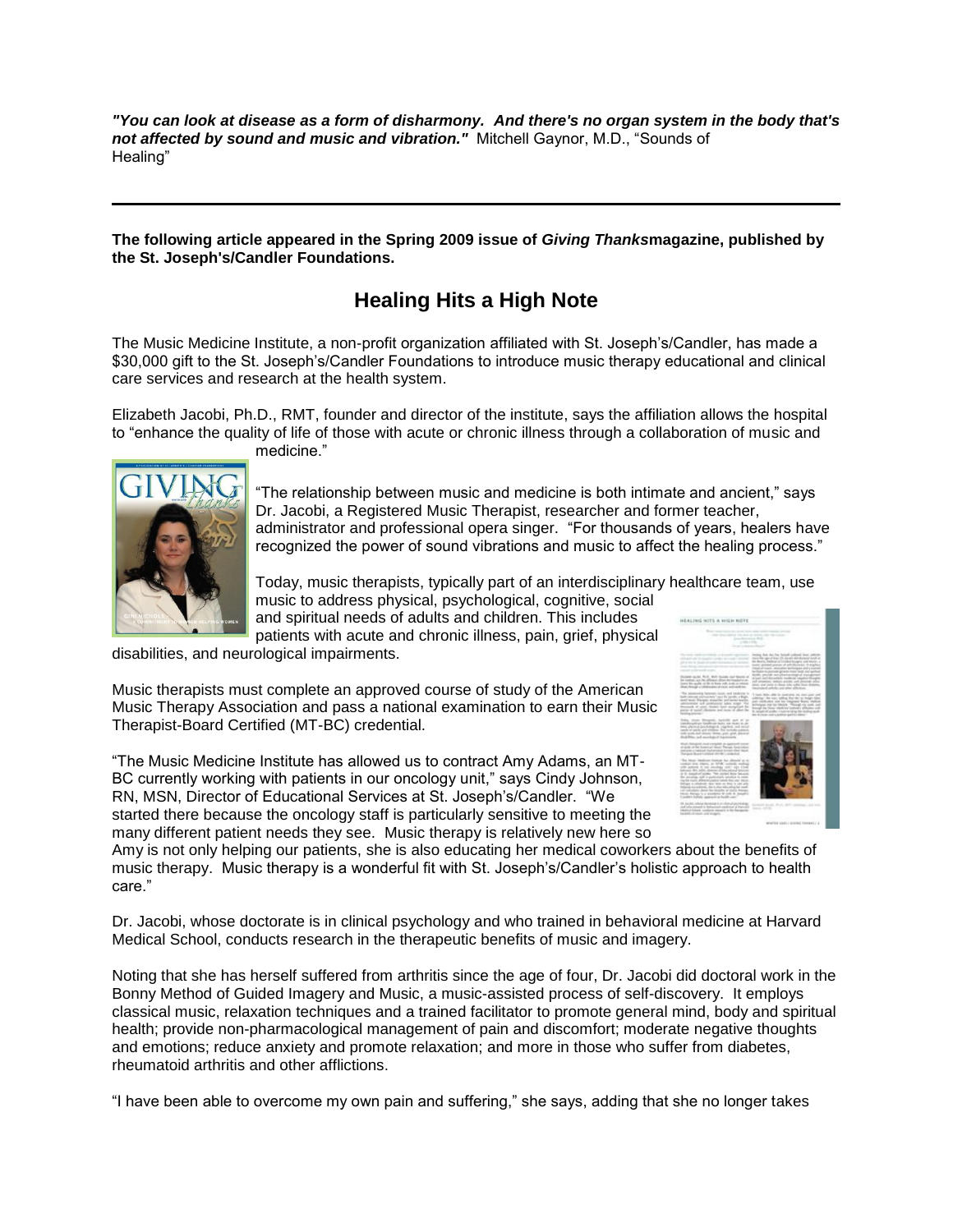***"You can look at disease as a form of disharmony. And there's no organ system in the body that's not affected by sound and music and vibration."*** Mitchell Gaynor, M.D., "Sounds of Healing"

---

**The following article appeared in the Spring 2009 issue of *Giving Thanks* magazine, published by the St. Joseph's/Candler Foundations.**

## Healing Hits a High Note

The Music Medicine Institute, a non-profit organization affiliated with St. Joseph's/Candler, has made a $30,000 gift to the St. Joseph's/Candler Foundations to introduce music therapy educational and clinical care services and research at the health system.

Elizabeth Jacobi, Ph.D., RMT, founder and director of the institute, says the affiliation allows the hospital to "enhance the quality of life of those with acute or chronic illness through a collaboration of music and medicine."

"The relationship between music and medicine is both intimate and ancient," says Dr. Jacobi, a Registered Music Therapist, researcher and former teacher, administrator and professional opera singer. "For thousands of years, healers have recognized the power of sound vibrations and music to affect the healing process."

Today, music therapists, typically part of an interdisciplinary healthcare team, use music to address physical, psychological, cognitive, social and spiritual needs of adults and children. This includes patients with acute and chronic illness, pain, grief, physical disabilities, and neurological impairments.

Music therapists must complete an approved course of study of the American Music Therapy Association and pass a national examination to earn their Music Therapist-Board Certified (MT-BC) credential.

"The Music Medicine Institute has allowed us to contract Amy Adams, an MT-BC currently working with patients in our oncology unit," says Cindy Johnson, RN, MSN, Director of Educational Services at St. Joseph's/Candler. "We started there because the oncology staff is particularly sensitive to meeting the many different patient needs they see. Music therapy is relatively new here so Amy is not only helping our patients, she is also educating her medical coworkers about the benefits of music therapy. Music therapy is a wonderful fit with St. Joseph's/Candler's holistic approach to health care."

Dr. Jacobi, whose doctorate is in clinical psychology and who trained in behavioral medicine at Harvard Medical School, conducts research in the therapeutic benefits of music and imagery.

Noting that she has herself suffered from arthritis since the age of four, Dr. Jacobi did doctoral work in the Bonny Method of Guided Imagery and Music, a music-assisted process of self-discovery. It employs classical music, relaxation techniques and a trained facilitator to promote general mind, body and spiritual health; provide non-pharmacological management of pain and discomfort; moderate negative thoughts and emotions; reduce anxiety and promote relaxation; and more in those who suffer from diabetes, rheumatoid arthritis and other afflictions.

"I have been able to overcome my own pain and suffering," she says, adding that she no longer takes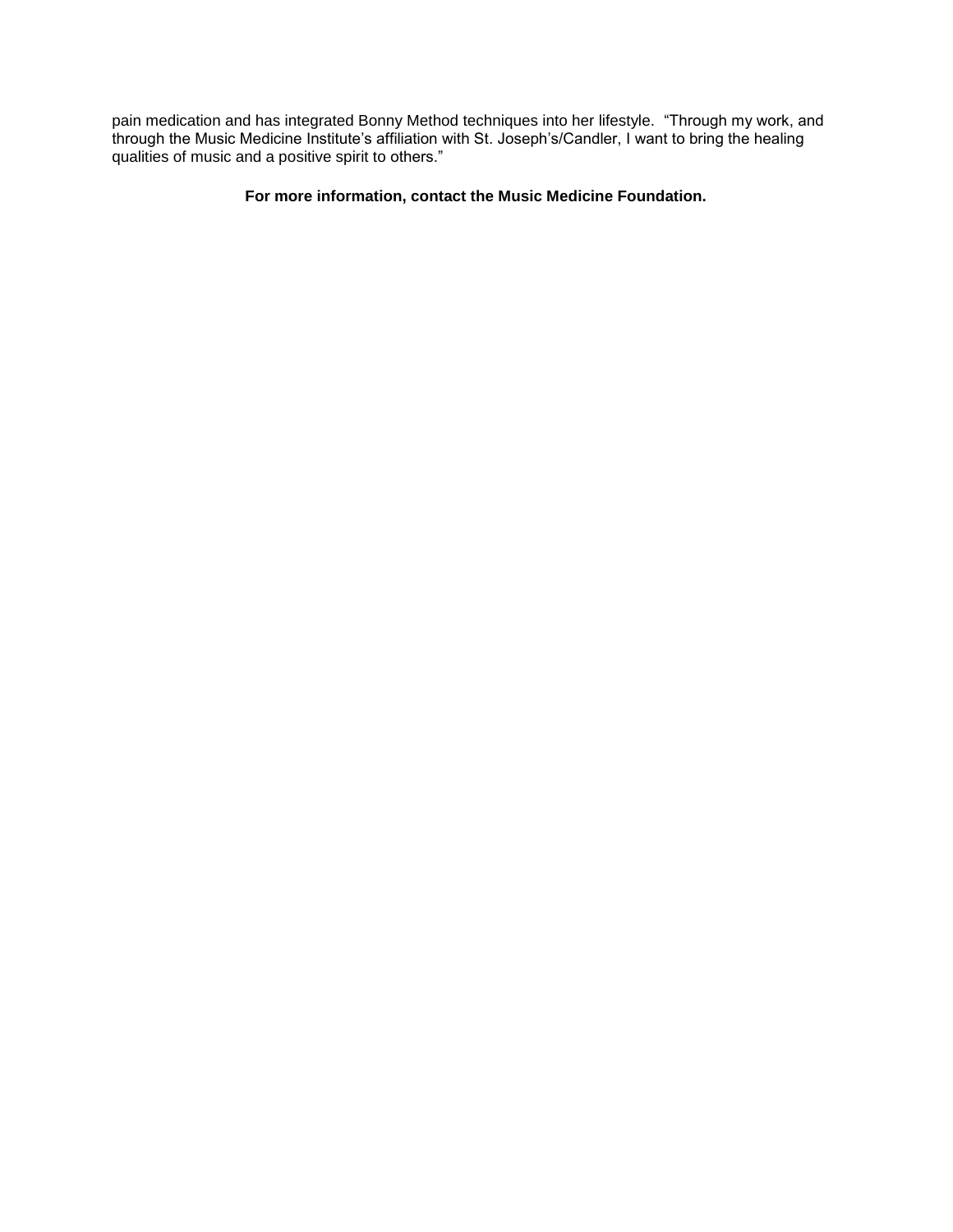pain medication and has integrated Bonny Method techniques into her lifestyle. "Through my work, and through the Music Medicine Institute's affiliation with St. Joseph's/Candler, I want to bring the healing qualities of music and a positive spirit to others."

**For more information, contact the Music Medicine Foundation.**